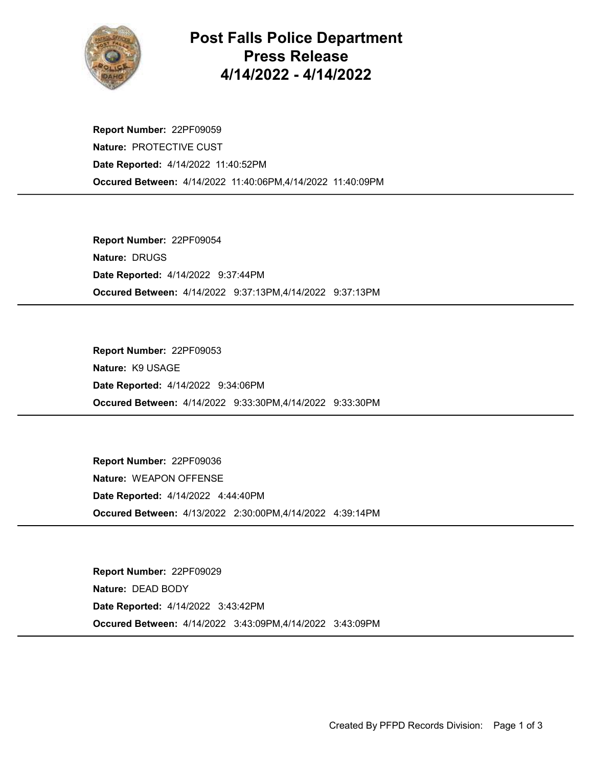# Post Falls Police Department Press Release 4/14/2022 - 4/14/2022

**Report Number:** 22PF09059
**Nature:** PROTECTIVE CUST
**Date Reported:** 4/14/2022 11:40:52PM
**Occured Between:** 4/14/2022 11:40:06PM,4/14/2022 11:40:09PM

---

**Report Number:** 22PF09054
**Nature:** DRUGS
**Date Reported:** 4/14/2022 9:37:44PM
**Occured Between:** 4/14/2022 9:37:13PM,4/14/2022 9:37:13PM

---

**Report Number:** 22PF09053
**Nature:** K9 USAGE
**Date Reported:** 4/14/2022 9:34:06PM
**Occured Between:** 4/14/2022 9:33:30PM,4/14/2022 9:33:30PM

---

**Report Number:** 22PF09036
**Nature:** WEAPON OFFENSE
**Date Reported:** 4/14/2022 4:44:40PM
**Occured Between:** 4/13/2022 2:30:00PM,4/14/2022 4:39:14PM

---

**Report Number:** 22PF09029
**Nature:** DEAD BODY
**Date Reported:** 4/14/2022 3:43:42PM
**Occured Between:** 4/14/2022 3:43:09PM,4/14/2022 3:43:09PM

---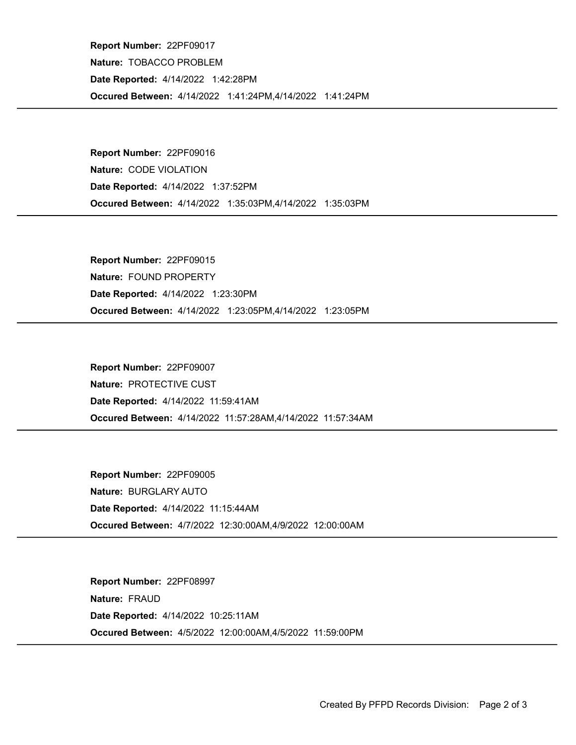**Report Number:** 22PF09017
**Nature:** TOBACCO PROBLEM
**Date Reported:** 4/14/2022 1:42:28PM
**Occured Between:** 4/14/2022 1:41:24PM,4/14/2022 1:41:24PM

---

**Report Number:** 22PF09016
**Nature:** CODE VIOLATION
**Date Reported:** 4/14/2022 1:37:52PM
**Occured Between:** 4/14/2022 1:35:03PM,4/14/2022 1:35:03PM

---

**Report Number:** 22PF09015
**Nature:** FOUND PROPERTY
**Date Reported:** 4/14/2022 1:23:30PM
**Occured Between:** 4/14/2022 1:23:05PM,4/14/2022 1:23:05PM

---

**Report Number:** 22PF09007
**Nature:** PROTECTIVE CUST
**Date Reported:** 4/14/2022 11:59:41AM
**Occured Between:** 4/14/2022 11:57:28AM,4/14/2022 11:57:34AM

---

**Report Number:** 22PF09005
**Nature:** BURGLARY AUTO
**Date Reported:** 4/14/2022 11:15:44AM
**Occured Between:** 4/7/2022 12:30:00AM,4/9/2022 12:00:00AM

---

**Report Number:** 22PF08997
**Nature:** FRAUD
**Date Reported:** 4/14/2022 10:25:11AM
**Occured Between:** 4/5/2022 12:00:00AM,4/5/2022 11:59:00PM

---

Created By PFPD Records Division: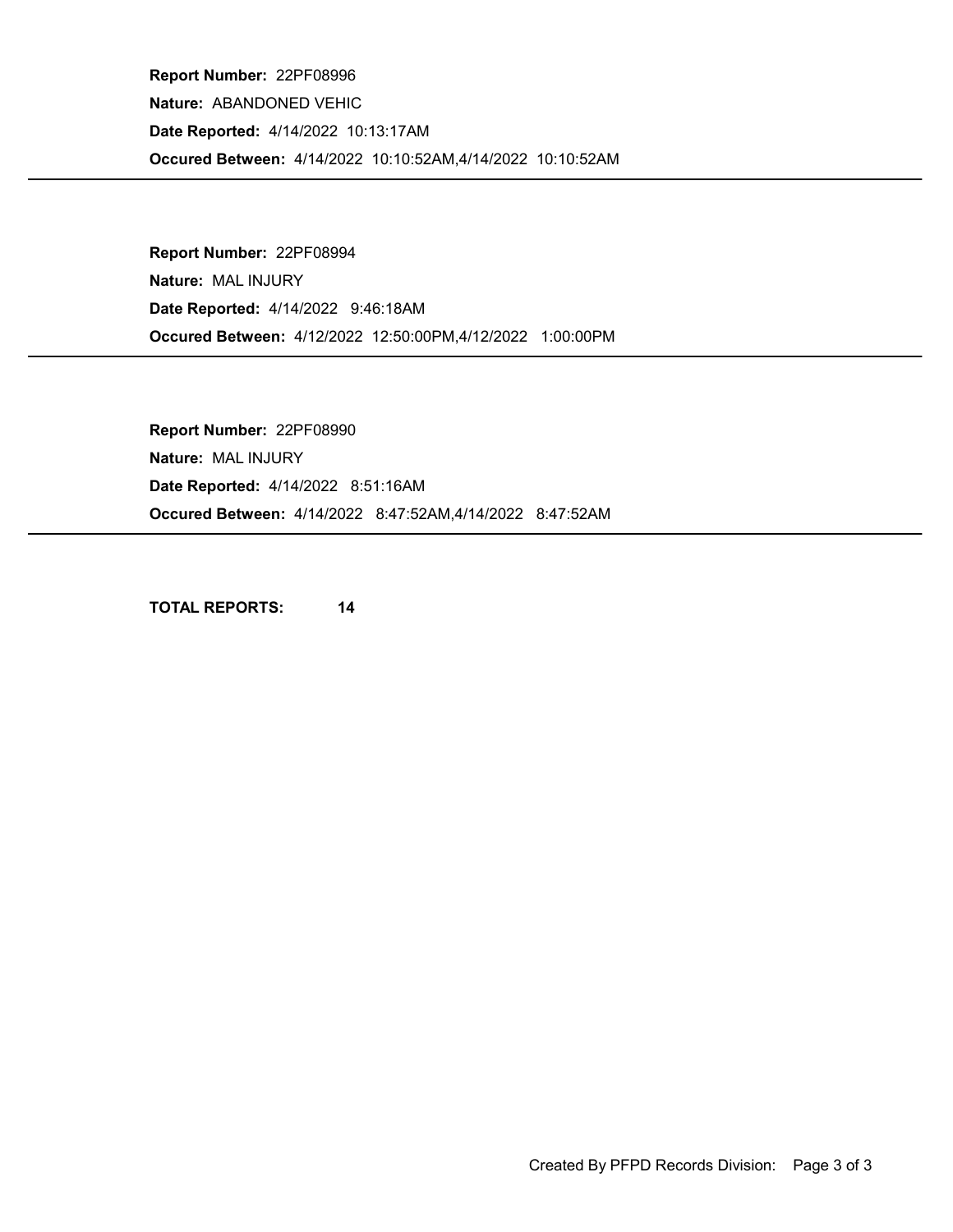**Report Number:** 22PF08996

**Nature:** ABANDONED VEHIC

**Date Reported:** 4/14/2022 10:13:17AM

**Occured Between:** 4/14/2022 10:10:52AM,4/14/2022 10:10:52AM

---

**Report Number:** 22PF08994

**Nature:** MAL INJURY

**Date Reported:** 4/14/2022 9:46:18AM

**Occured Between:** 4/12/2022 12:50:00PM,4/12/2022 1:00:00PM

---

**Report Number:** 22PF08990

**Nature:** MAL INJURY

**Date Reported:** 4/14/2022 8:51:16AM

**Occured Between:** 4/14/2022 8:47:52AM,4/14/2022 8:47:52AM

---

**TOTAL REPORTS: 14**